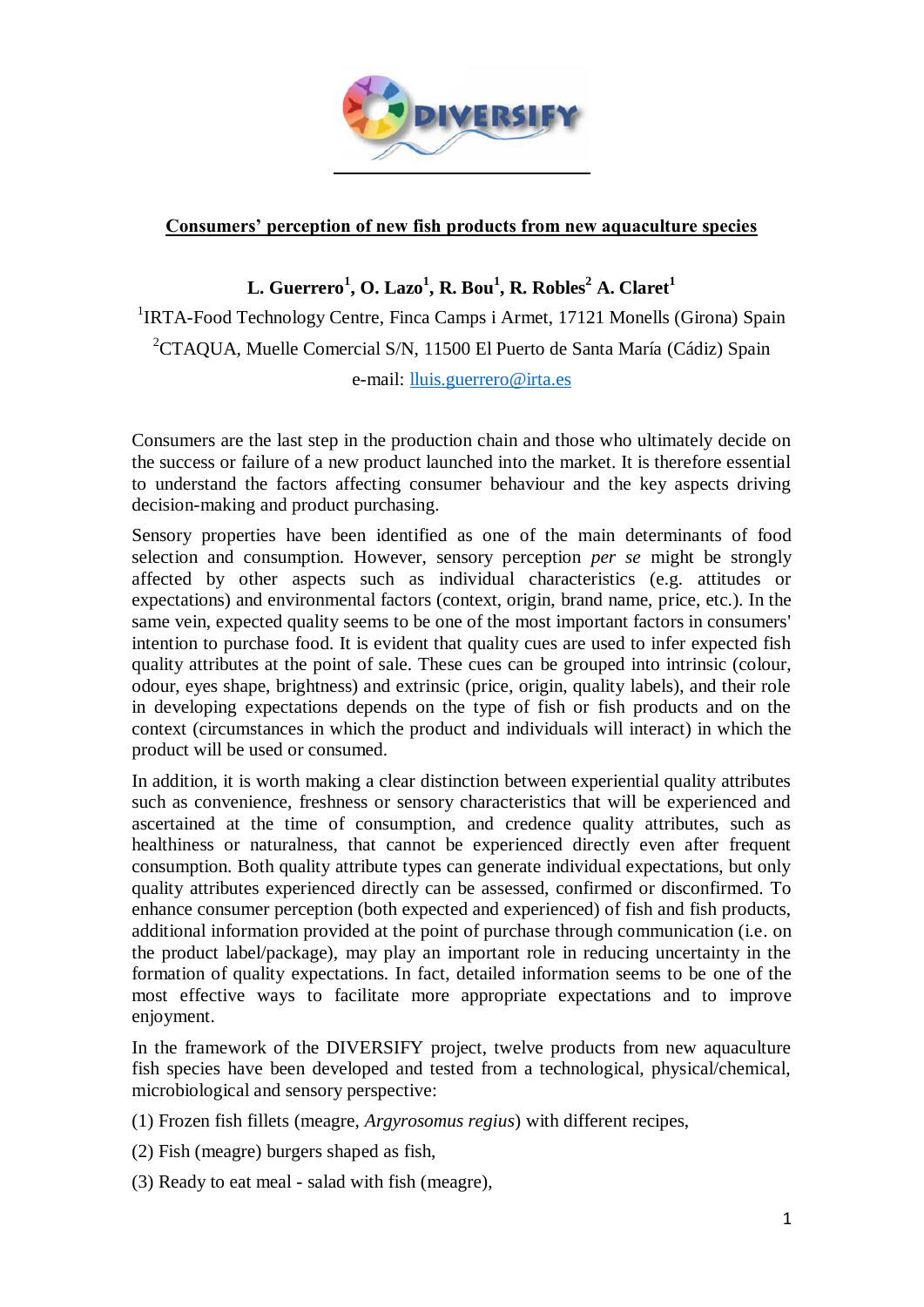# Consumers' perception of new fish products from new aquaculture species

**L. Guerrero[1], O. Lazo[1], R. Bou[1], R. Robles[2] A. Claret[1]**

[1]IRTA-Food Technology Centre, Finca Camps i Armet, 17121 Monells (Girona) Spain

[2]CTAQUA, Muelle Comercial S/N, 11500 El Puerto de Santa María (Cádiz) Spain

e-mail: lluis.guerrero@irta.es

Consumers are the last step in the production chain and those who ultimately decide on the success or failure of a new product launched into the market. It is therefore essential to understand the factors affecting consumer behaviour and the key aspects driving decision-making and product purchasing.

Sensory properties have been identified as one of the main determinants of food selection and consumption. However, sensory perception *per se* might be strongly affected by other aspects such as individual characteristics (e.g. attitudes or expectations) and environmental factors (context, origin, brand name, price, etc.). In the same vein, expected quality seems to be one of the most important factors in consumers' intention to purchase food. It is evident that quality cues are used to infer expected fish quality attributes at the point of sale. These cues can be grouped into intrinsic (colour, odour, eyes shape, brightness) and extrinsic (price, origin, quality labels), and their role in developing expectations depends on the type of fish or fish products and on the context (circumstances in which the product and individuals will interact) in which the product will be used or consumed.

In addition, it is worth making a clear distinction between experiential quality attributes such as convenience, freshness or sensory characteristics that will be experienced and ascertained at the time of consumption, and credence quality attributes, such as healthiness or naturalness, that cannot be experienced directly even after frequent consumption. Both quality attribute types can generate individual expectations, but only quality attributes experienced directly can be assessed, confirmed or disconfirmed. To enhance consumer perception (both expected and experienced) of fish and fish products, additional information provided at the point of purchase through communication (i.e. on the product label/package), may play an important role in reducing uncertainty in the formation of quality expectations. In fact, detailed information seems to be one of the most effective ways to facilitate more appropriate expectations and to improve enjoyment.

In the framework of the DIVERSIFY project, twelve products from new aquaculture fish species have been developed and tested from a technological, physical/chemical, microbiological and sensory perspective:

(1) Frozen fish fillets (meagre, *Argyrosomus regius*) with different recipes,

(2) Fish (meagre) burgers shaped as fish,

(3) Ready to eat meal - salad with fish (meagre),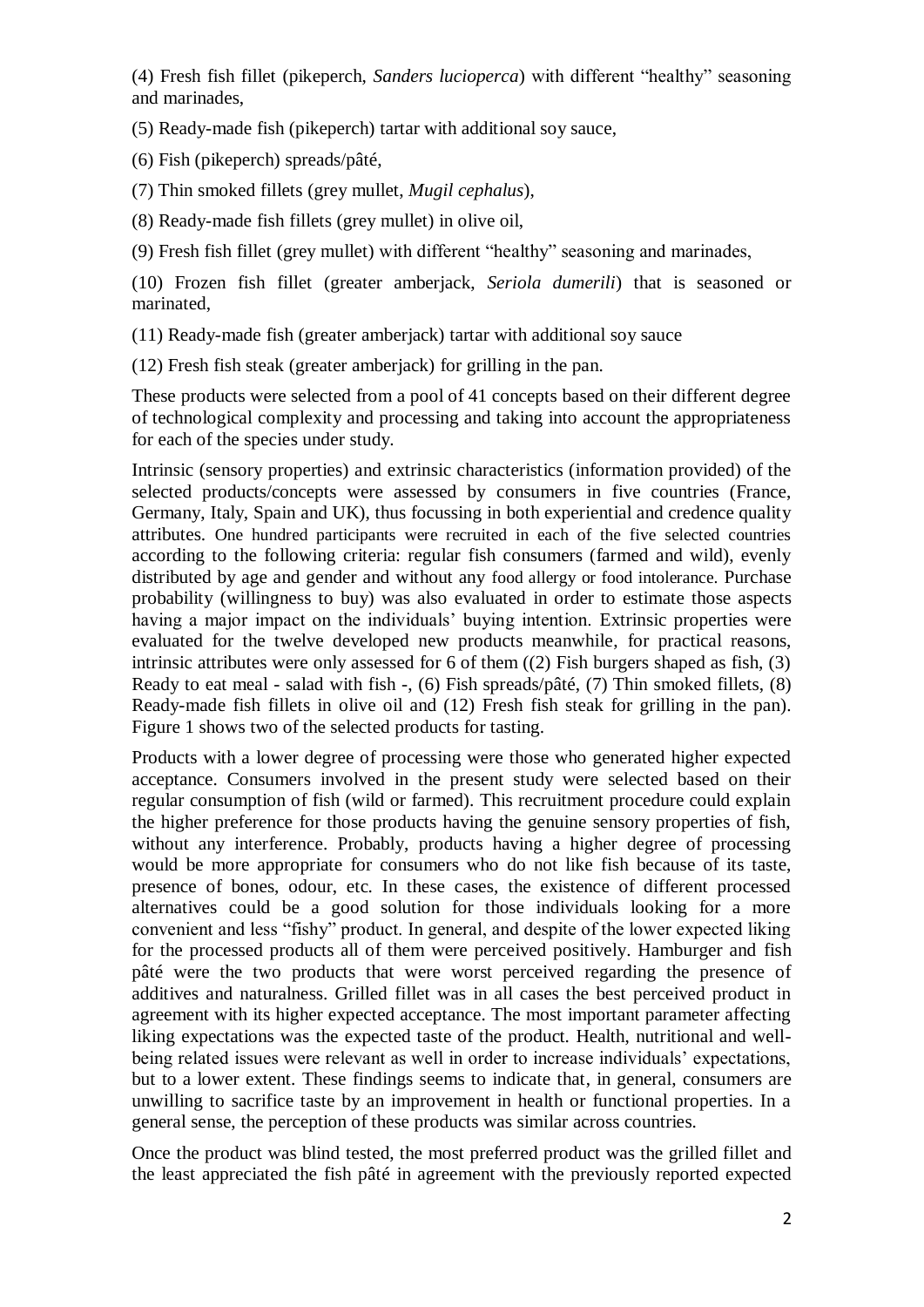(4) Fresh fish fillet (pikeperch, *Sanders lucioperca*) with different "healthy" seasoning and marinades,

(5) Ready-made fish (pikeperch) tartar with additional soy sauce,

(6) Fish (pikeperch) spreads/pâté,

(7) Thin smoked fillets (grey mullet, *Mugil cephalus*),

(8) Ready-made fish fillets (grey mullet) in olive oil,

(9) Fresh fish fillet (grey mullet) with different "healthy" seasoning and marinades,

(10) Frozen fish fillet (greater amberjack, *Seriola dumerili*) that is seasoned or marinated,

(11) Ready-made fish (greater amberjack) tartar with additional soy sauce

(12) Fresh fish steak (greater amberjack) for grilling in the pan.

These products were selected from a pool of 41 concepts based on their different degree of technological complexity and processing and taking into account the appropriateness for each of the species under study.

Intrinsic (sensory properties) and extrinsic characteristics (information provided) of the selected products/concepts were assessed by consumers in five countries (France, Germany, Italy, Spain and UK), thus focussing in both experiential and credence quality attributes. One hundred participants were recruited in each of the five selected countries according to the following criteria: regular fish consumers (farmed and wild), evenly distributed by age and gender and without any food allergy or food intolerance. Purchase probability (willingness to buy) was also evaluated in order to estimate those aspects having a major impact on the individuals' buying intention. Extrinsic properties were evaluated for the twelve developed new products meanwhile, for practical reasons, intrinsic attributes were only assessed for 6 of them ((2) Fish burgers shaped as fish, (3) Ready to eat meal - salad with fish -, (6) Fish spreads/pâté, (7) Thin smoked fillets, (8) Ready-made fish fillets in olive oil and (12) Fresh fish steak for grilling in the pan). Figure 1 shows two of the selected products for tasting.

Products with a lower degree of processing were those who generated higher expected acceptance. Consumers involved in the present study were selected based on their regular consumption of fish (wild or farmed). This recruitment procedure could explain the higher preference for those products having the genuine sensory properties of fish, without any interference. Probably, products having a higher degree of processing would be more appropriate for consumers who do not like fish because of its taste, presence of bones, odour, etc. In these cases, the existence of different processed alternatives could be a good solution for those individuals looking for a more convenient and less "fishy" product. In general, and despite of the lower expected liking for the processed products all of them were perceived positively. Hamburger and fish pâté were the two products that were worst perceived regarding the presence of additives and naturalness. Grilled fillet was in all cases the best perceived product in agreement with its higher expected acceptance. The most important parameter affecting liking expectations was the expected taste of the product. Health, nutritional and well-being related issues were relevant as well in order to increase individuals' expectations, but to a lower extent. These findings seems to indicate that, in general, consumers are unwilling to sacrifice taste by an improvement in health or functional properties. In a general sense, the perception of these products was similar across countries.

Once the product was blind tested, the most preferred product was the grilled fillet and the least appreciated the fish pâté in agreement with the previously reported expected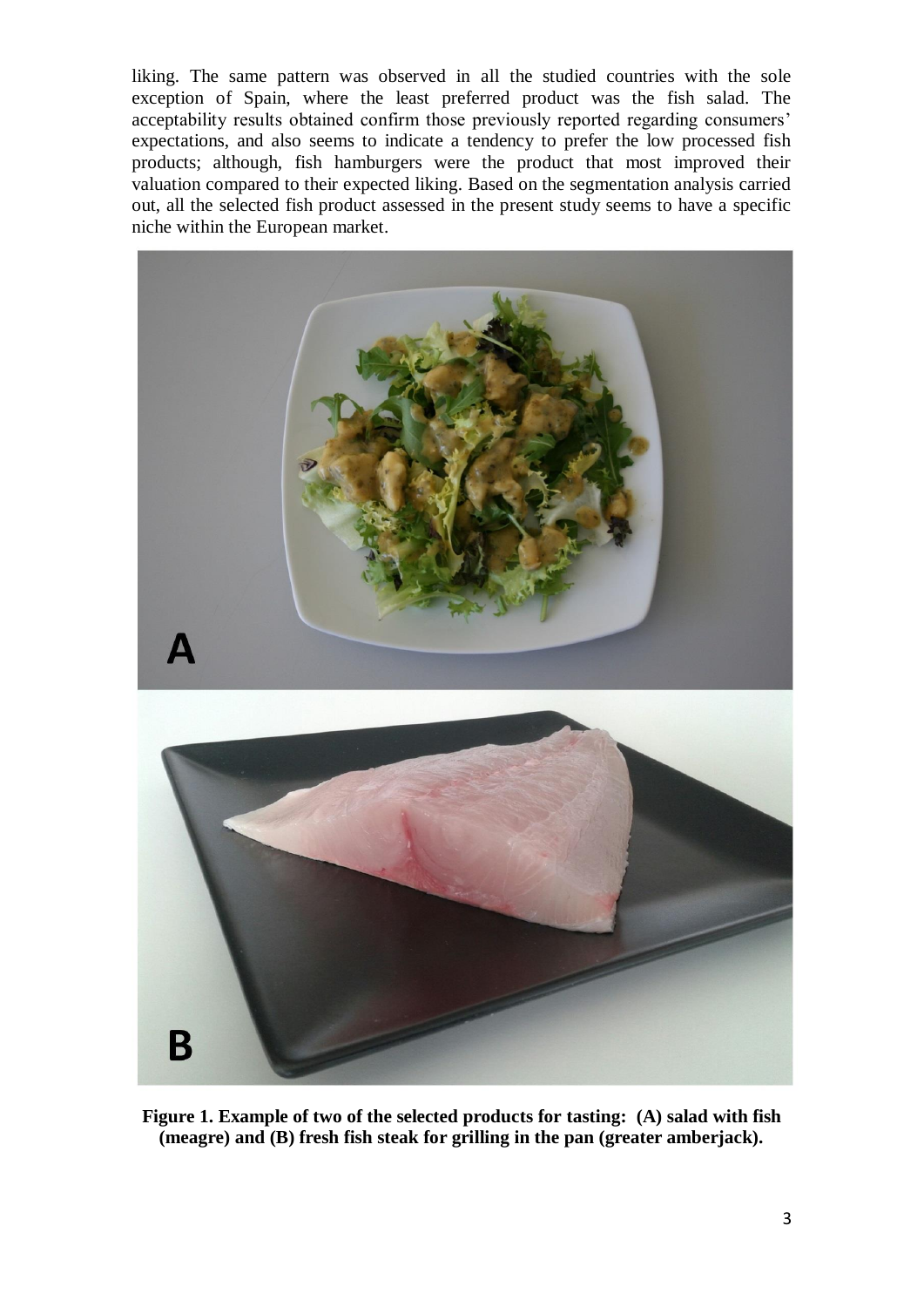liking. The same pattern was observed in all the studied countries with the sole exception of Spain, where the least preferred product was the fish salad. The acceptability results obtained confirm those previously reported regarding consumers' expectations, and also seems to indicate a tendency to prefer the low processed fish products; although, fish hamburgers were the product that most improved their valuation compared to their expected liking. Based on the segmentation analysis carried out, all the selected fish product assessed in the present study seems to have a specific niche within the European market.

**Figure 1. Example of two of the selected products for tasting: (A) salad with fish (meagre) and (B) fresh fish steak for grilling in the pan (greater amberjack).**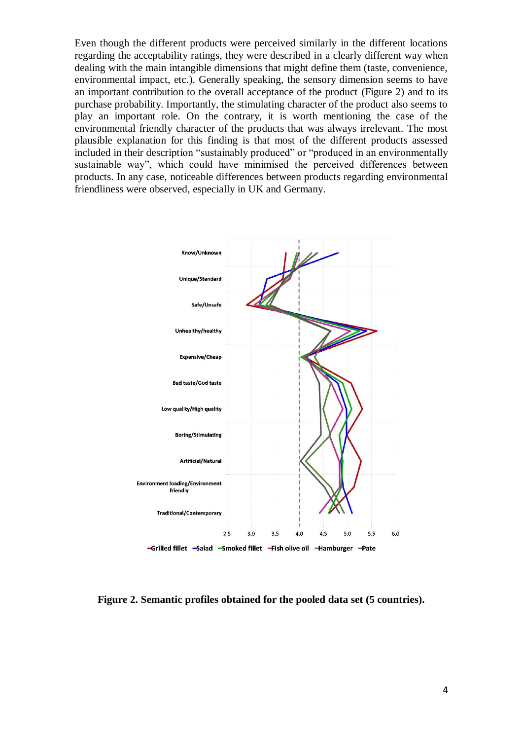Even though the different products were perceived similarly in the different locations regarding the acceptability ratings, they were described in a clearly different way when dealing with the main intangible dimensions that might define them (taste, convenience, environmental impact, etc.). Generally speaking, the sensory dimension seems to have an important contribution to the overall acceptance of the product (Figure 2) and to its purchase probability. Importantly, the stimulating character of the product also seems to play an important role. On the contrary, it is worth mentioning the case of the environmental friendly character of the products that was always irrelevant. The most plausible explanation for this finding is that most of the different products assessed included in their description "sustainably produced" or "produced in an environmentally sustainable way", which could have minimised the perceived differences between products. In any case, noticeable differences between products regarding environmental friendliness were observed, especially in UK and Germany.

**Figure 2. Semantic profiles obtained for the pooled data set (5 countries).**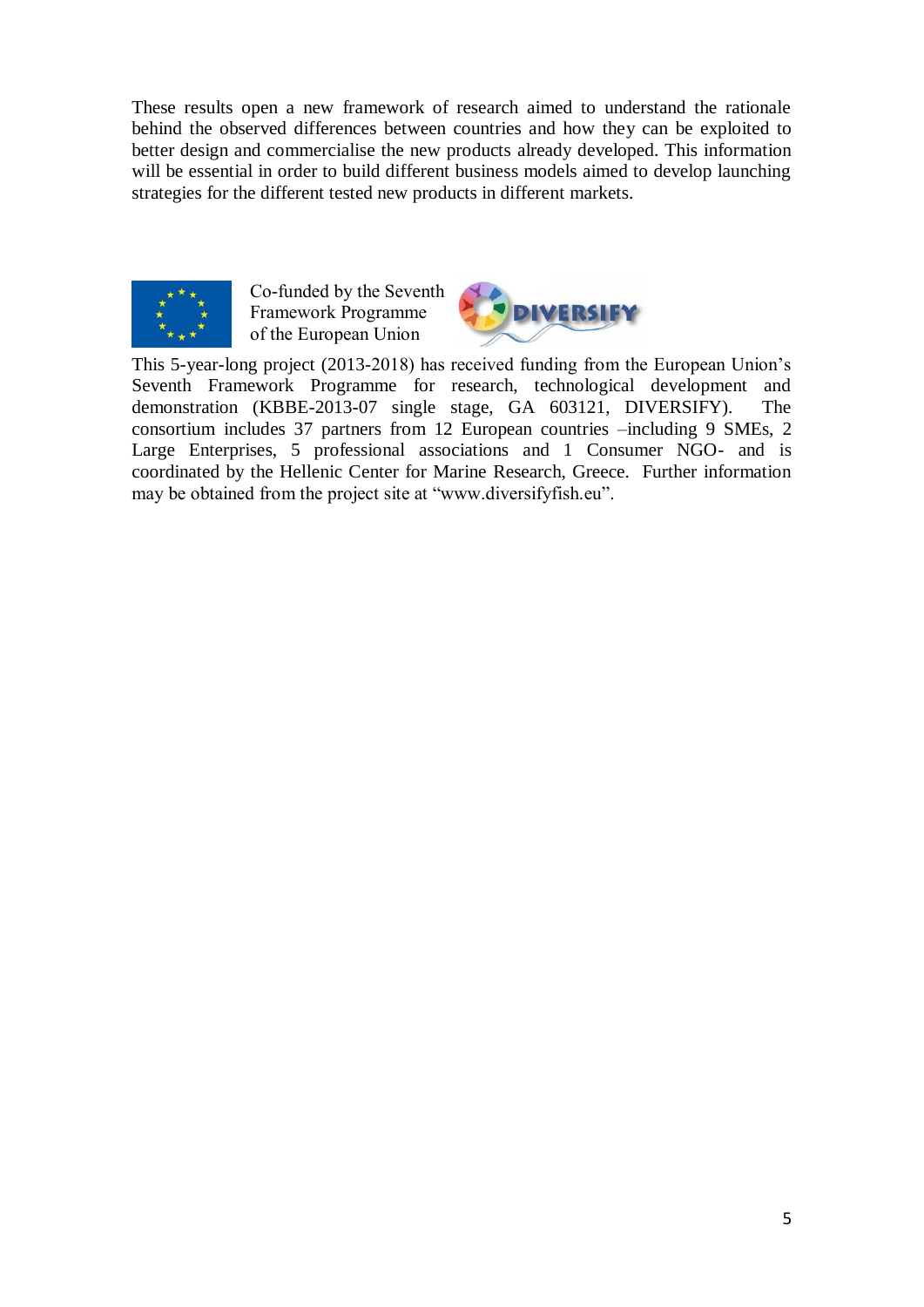These results open a new framework of research aimed to understand the rationale behind the observed differences between countries and how they can be exploited to better design and commercialise the new products already developed. This information will be essential in order to build different business models aimed to develop launching strategies for the different tested new products in different markets.

Co-funded by the Seventh Framework Programme of the European Union

This 5-year-long project (2013-2018) has received funding from the European Union's Seventh Framework Programme for research, technological development and demonstration (KBBE-2013-07 single stage, GA 603121, DIVERSIFY). The consortium includes 37 partners from 12 European countries –including 9 SMEs, 2 Large Enterprises, 5 professional associations and 1 Consumer NGO- and is coordinated by the Hellenic Center for Marine Research, Greece. Further information may be obtained from the project site at "www.diversifyfish.eu".